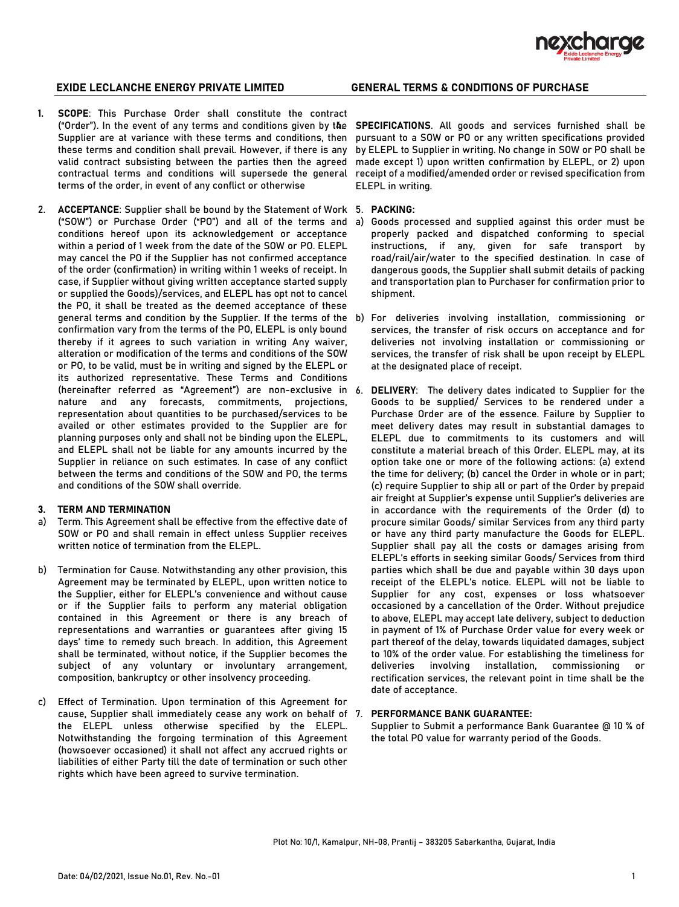**EXIDE LECLANCHE ENERGY PRIVATE LIMITED** **GENERAL TERMS & CONDITIONS OF PURCHASE**

1. **SCOPE**: This Purchase Order shall constitute the contract ("Order"). In the event of any terms and conditions given by the Supplier are at variance with these terms and conditions, then these terms and condition shall prevail. However, if there is any valid contract subsisting between the parties then the agreed contractual terms and conditions will supersede the general terms of the order, in event of any conflict or otherwise

2. **ACCEPTANCE**: Supplier shall be bound by the Statement of Work ("SOW") or Purchase Order ("PO") and all of the terms and conditions hereof upon its acknowledgement or acceptance within a period of 1 week from the date of the SOW or PO. ELEPL may cancel the PO if the Supplier has not confirmed acceptance of the order (confirmation) in writing within 1 weeks of receipt. In case, if Supplier without giving written acceptance started supply or supplied the Goods)/services, and ELEPL has opt not to cancel the PO, it shall be treated as the deemed acceptance of these general terms and condition by the Supplier. If the terms of the confirmation vary from the terms of the PO, ELEPL is only bound thereby if it agrees to such variation in writing Any waiver, alteration or modification of the terms and conditions of the SOW or PO, to be valid, must be in writing and signed by the ELEPL or its authorized representative. These Terms and Conditions (hereinafter referred as "Agreement") are non-exclusive in nature and any forecasts, commitments, projections, representation about quantities to be purchased/services to be availed or other estimates provided to the Supplier are for planning purposes only and shall not be binding upon the ELEPL, and ELEPL shall not be liable for any amounts incurred by the Supplier in reliance on such estimates. In case of any conflict between the terms and conditions of the SOW and PO, the terms and conditions of the SOW shall override.

3. **TERM AND TERMINATION**

a) Term. This Agreement shall be effective from the effective date of SOW or PO and shall remain in effect unless Supplier receives written notice of termination from the ELEPL.

b) Termination for Cause. Notwithstanding any other provision, this Agreement may be terminated by ELEPL, upon written notice to the Supplier, either for ELEPL's convenience and without cause or if the Supplier fails to perform any material obligation contained in this Agreement or there is any breach of representations and warranties or guarantees after giving 15 days' time to remedy such breach. In addition, this Agreement shall be terminated, without notice, if the Supplier becomes the subject of any voluntary or involuntary arrangement, composition, bankruptcy or other insolvency proceeding.

c) Effect of Termination. Upon termination of this Agreement for cause, Supplier shall immediately cease any work on behalf of the ELEPL unless otherwise specified by the ELEPL. Notwithstanding the forgoing termination of this Agreement (howsoever occasioned) it shall not affect any accrued rights or liabilities of either Party till the date of termination or such other rights which have been agreed to survive termination.

4. **SPECIFICATIONS**. All goods and services furnished shall be pursuant to a SOW or PO or any written specifications provided by ELEPL to Supplier in writing. No change in SOW or PO shall be made except 1) upon written confirmation by ELEPL, or 2) upon receipt of a modified/amended order or revised specification from ELEPL in writing.

5. **PACKING:**

a) Goods processed and supplied against this order must be properly packed and dispatched conforming to special instructions, if any, given for safe transport by road/rail/air/water to the specified destination. In case of dangerous goods, the Supplier shall submit details of packing and transportation plan to Purchaser for confirmation prior to shipment.

b) For deliveries involving installation, commissioning or services, the transfer of risk occurs on acceptance and for deliveries not involving installation or commissioning or services, the transfer of risk shall be upon receipt by ELEPL at the designated place of receipt.

6. **DELIVERY**: The delivery dates indicated to Supplier for the Goods to be supplied/ Services to be rendered under a Purchase Order are of the essence. Failure by Supplier to meet delivery dates may result in substantial damages to ELEPL due to commitments to its customers and will constitute a material breach of this Order. ELEPL may, at its option take one or more of the following actions: (a) extend the time for delivery; (b) cancel the Order in whole or in part; (c) require Supplier to ship all or part of the Order by prepaid air freight at Supplier's expense until Supplier's deliveries are in accordance with the requirements of the Order (d) to procure similar Goods/ similar Services from any third party or have any third party manufacture the Goods for ELEPL. Supplier shall pay all the costs or damages arising from ELEPL's efforts in seeking similar Goods/ Services from third parties which shall be due and payable within 30 days upon receipt of the ELEPL's notice. ELEPL will not be liable to Supplier for any cost, expenses or loss whatsoever occasioned by a cancellation of the Order. Without prejudice to above, ELEPL may accept late delivery, subject to deduction in payment of 1% of Purchase Order value for every week or part thereof of the delay, towards liquidated damages, subject to 10% of the order value. For establishing the timeliness for deliveries involving installation, commissioning or rectification services, the relevant point in time shall be the date of acceptance.

7. **PERFORMANCE BANK GUARANTEE:**

Supplier to Submit a performance Bank Guarantee @ 10 % of the total PO value for warranty period of the Goods.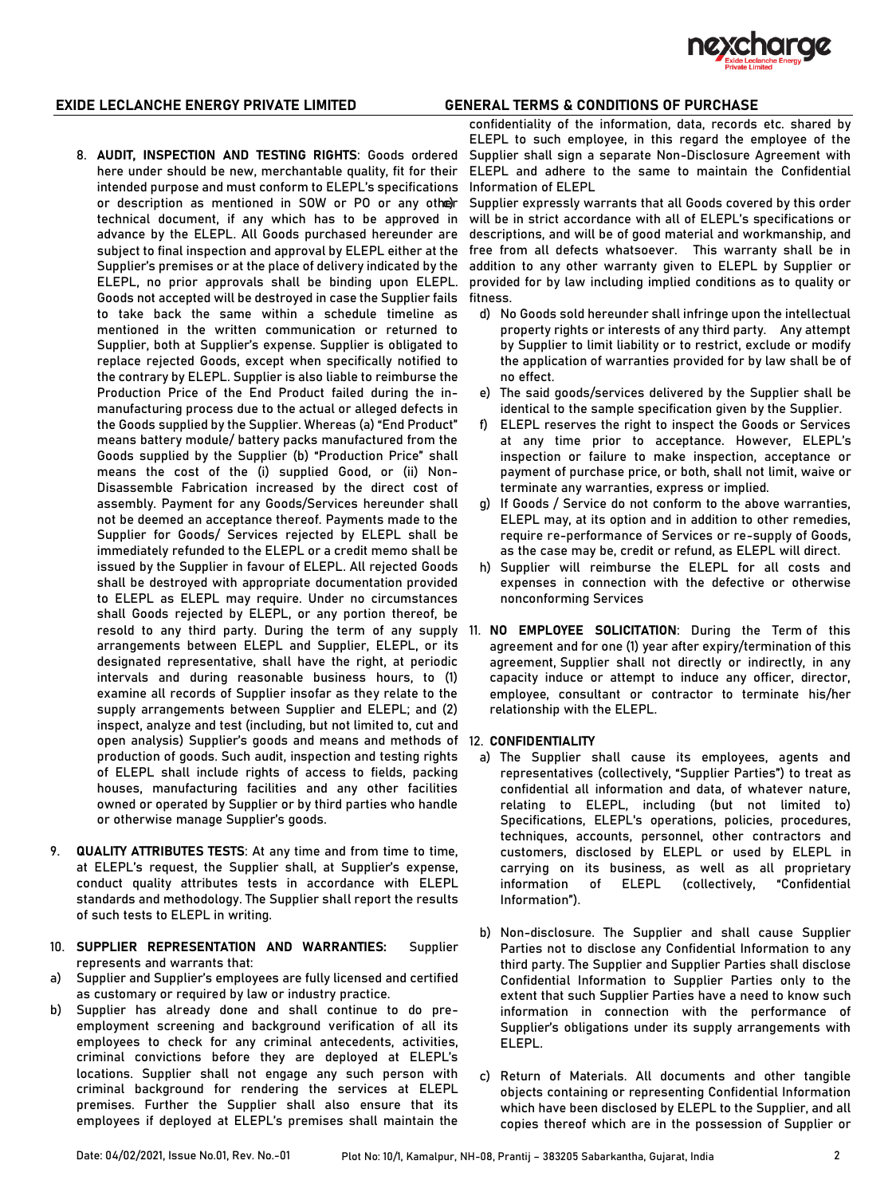8. **AUDIT, INSPECTION AND TESTING RIGHTS**: Goods ordered here under should be new, merchantable quality, fit for their intended purpose and must conform to ELEPL's specifications or description as mentioned in SOW or PO or any other technical document, if any which has to be approved in advance by the ELEPL. All Goods purchased hereunder are subject to final inspection and approval by ELEPL either at the Supplier's premises or at the place of delivery indicated by the ELEPL, no prior approvals shall be binding upon ELEPL. Goods not accepted will be destroyed in case the Supplier fails to take back the same within a schedule timeline as mentioned in the written communication or returned to Supplier, both at Supplier's expense. Supplier is obligated to replace rejected Goods, except when specifically notified to the contrary by ELEPL. Supplier is also liable to reimburse the Production Price of the End Product failed during the in-manufacturing process due to the actual or alleged defects in the Goods supplied by the Supplier. Whereas (a) "End Product" means battery module/ battery packs manufactured from the Goods supplied by the Supplier (b) "Production Price" shall means the cost of the (i) supplied Good, or (ii) Non-Disassemble Fabrication increased by the direct cost of assembly. Payment for any Goods/Services hereunder shall not be deemed an acceptance thereof. Payments made to the Supplier for Goods/ Services rejected by ELEPL shall be immediately refunded to the ELEPL or a credit memo shall be issued by the Supplier in favour of ELEPL. All rejected Goods shall be destroyed with appropriate documentation provided to ELEPL as ELEPL may require. Under no circumstances shall Goods rejected by ELEPL, or any portion thereof, be resold to any third party. During the term of any supply arrangements between ELEPL and Supplier, ELEPL, or its designated representative, shall have the right, at periodic intervals and during reasonable business hours, to (1) examine all records of Supplier insofar as they relate to the supply arrangements between Supplier and ELEPL; and (2) inspect, analyze and test (including, but not limited to, cut and open analysis) Supplier's goods and means and methods of production of goods. Such audit, inspection and testing rights of ELEPL shall include rights of access to fields, packing houses, manufacturing facilities and any other facilities owned or operated by Supplier or by third parties who handle or otherwise manage Supplier's goods.

9. **QUALITY ATTRIBUTES TESTS**: At any time and from time to time, at ELEPL's request, the Supplier shall, at Supplier's expense, conduct quality attributes tests in accordance with ELEPL standards and methodology. The Supplier shall report the results of such tests to ELEPL in writing.

10. **SUPPLIER REPRESENTATION AND WARRANTIES:** Supplier represents and warrants that:

a) Supplier and Supplier's employees are fully licensed and certified as customary or required by law or industry practice.

b) Supplier has already done and shall continue to do pre-employment screening and background verification of all its employees to check for any criminal antecedents, activities, criminal convictions before they are deployed at ELEPL's locations. Supplier shall not engage any such person with criminal background for rendering the services at ELEPL premises. Further the Supplier shall also ensure that its employees if deployed at ELEPL's premises shall maintain the confidentiality of the information, data, records etc. shared by ELEPL to such employee, in this regard the employee of the Supplier shall sign a separate Non-Disclosure Agreement with ELEPL and adhere to the same to maintain the Confidential Information of ELEPL

c) Supplier expressly warrants that all Goods covered by this order will be in strict accordance with all of ELEPL's specifications or descriptions, and will be of good material and workmanship, and free from all defects whatsoever. This warranty shall be in addition to any other warranty given to ELEPL by Supplier or provided for by law including implied conditions as to quality or fitness.

d) No Goods sold hereunder shall infringe upon the intellectual property rights or interests of any third party. Any attempt by Supplier to limit liability or to restrict, exclude or modify the application of warranties provided for by law shall be of no effect.

e) The said goods/services delivered by the Supplier shall be identical to the sample specification given by the Supplier.

f) ELEPL reserves the right to inspect the Goods or Services at any time prior to acceptance. However, ELEPL's inspection or failure to make inspection, acceptance or payment of purchase price, or both, shall not limit, waive or terminate any warranties, express or implied.

g) If Goods / Service do not conform to the above warranties, ELEPL may, at its option and in addition to other remedies, require re-performance of Services or re-supply of Goods, as the case may be, credit or refund, as ELEPL will direct.

h) Supplier will reimburse the ELEPL for all costs and expenses in connection with the defective or otherwise nonconforming Services

11. **NO EMPLOYEE SOLICITATION**: During the Term of this agreement and for one (1) year after expiry/termination of this agreement, Supplier shall not directly or indirectly, in any capacity induce or attempt to induce any officer, director, employee, consultant or contractor to terminate his/her relationship with the ELEPL.

12. **CONFIDENTIALITY**

a) The Supplier shall cause its employees, agents and representatives (collectively, "Supplier Parties") to treat as confidential all information and data, of whatever nature, relating to ELEPL, including (but not limited to) Specifications, ELEPL's operations, policies, procedures, techniques, accounts, personnel, other contractors and customers, disclosed by ELEPL or used by ELEPL in carrying on its business, as well as all proprietary information of ELEPL (collectively, "Confidential Information").

b) Non-disclosure. The Supplier and shall cause Supplier Parties not to disclose any Confidential Information to any third party. The Supplier and Supplier Parties shall disclose Confidential Information to Supplier Parties only to the extent that such Supplier Parties have a need to know such information in connection with the performance of Supplier's obligations under its supply arrangements with ELEPL.

c) Return of Materials. All documents and other tangible objects containing or representing Confidential Information which have been disclosed by ELEPL to the Supplier, and all copies thereof which are in the possession of Supplier or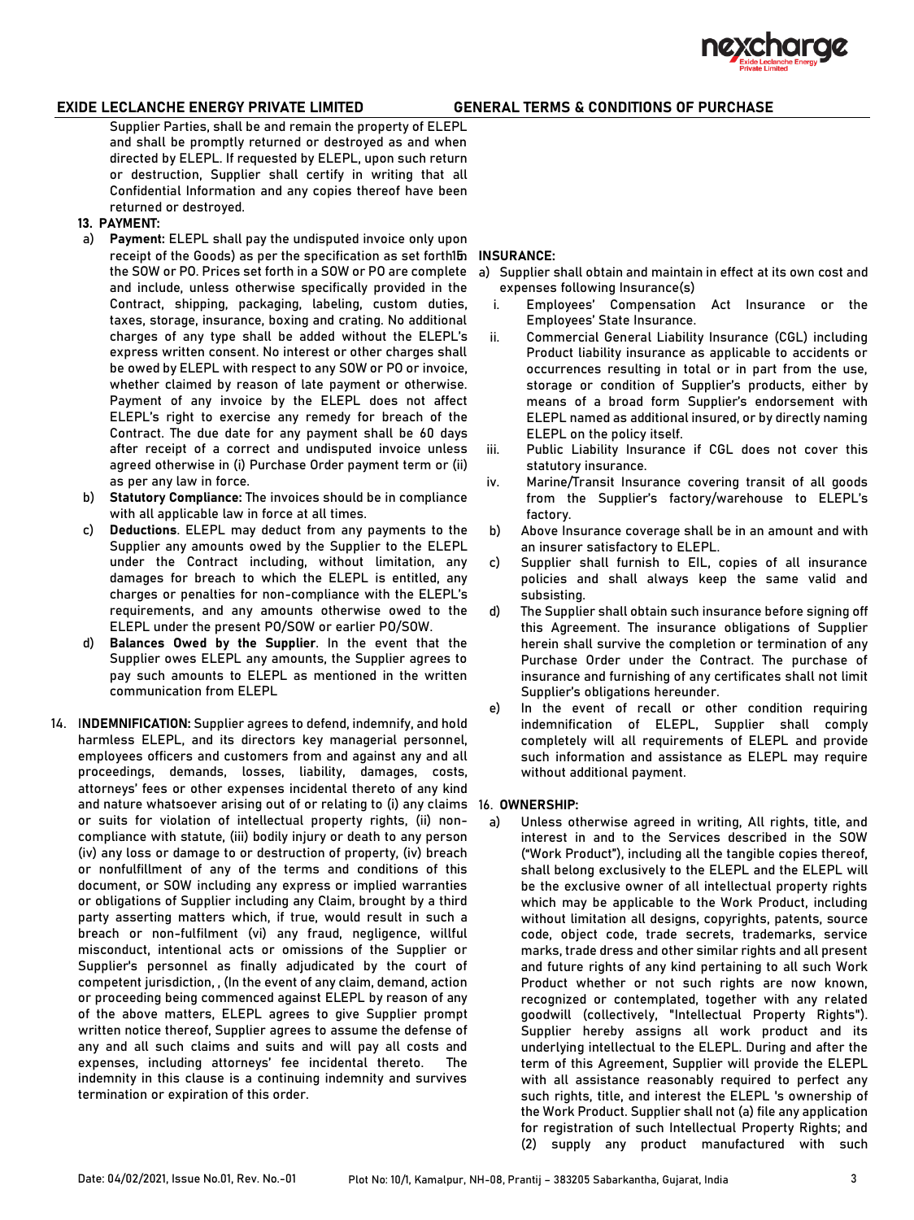Supplier Parties, shall be and remain the property of ELEPL and shall be promptly returned or destroyed as and when directed by ELEPL. If requested by ELEPL, upon such return or destruction, Supplier shall certify in writing that all Confidential Information and any copies thereof have been returned or destroyed.

**13. PAYMENT:**

a) **Payment:** ELEPL shall pay the undisputed invoice only upon receipt of the Goods) as per the specification as set forth in the SOW or PO. Prices set forth in a SOW or PO are complete and include, unless otherwise specifically provided in the Contract, shipping, packaging, labeling, custom duties, taxes, storage, insurance, boxing and crating. No additional charges of any type shall be added without the ELEPL's express written consent. No interest or other charges shall be owed by ELEPL with respect to any SOW or PO or invoice, whether claimed by reason of late payment or otherwise. Payment of any invoice by the ELEPL does not affect ELEPL's right to exercise any remedy for breach of the Contract. The due date for any payment shall be 60 days after receipt of a correct and undisputed invoice unless agreed otherwise in (i) Purchase Order payment term or (ii) as per any law in force.

b) **Statutory Compliance:** The invoices should be in compliance with all applicable law in force at all times.

c) **Deductions**. ELEPL may deduct from any payments to the Supplier any amounts owed by the Supplier to the ELEPL under the Contract including, without limitation, any damages for breach to which the ELEPL is entitled, any charges or penalties for non-compliance with the ELEPL's requirements, and any amounts otherwise owed to the ELEPL under the present PO/SOW or earlier PO/SOW.

d) **Balances Owed by the Supplier**. In the event that the Supplier owes ELEPL any amounts, the Supplier agrees to pay such amounts to ELEPL as mentioned in the written communication from ELEPL

14. **INDEMNIFICATION:** Supplier agrees to defend, indemnify, and hold harmless ELEPL, and its directors key managerial personnel, employees officers and customers from and against any and all proceedings, demands, losses, liability, damages, costs, attorneys' fees or other expenses incidental thereto of any kind and nature whatsoever arising out of or relating to (i) any claims or suits for violation of intellectual property rights, (ii) non-compliance with statute, (iii) bodily injury or death to any person (iv) any loss or damage to or destruction of property, (iv) breach or nonfulfillment of any of the terms and conditions of this document, or SOW including any express or implied warranties or obligations of Supplier including any Claim, brought by a third party asserting matters which, if true, would result in such a breach or non-fulfilment (vi) any fraud, negligence, willful misconduct, intentional acts or omissions of the Supplier or Supplier's personnel as finally adjudicated by the court of competent jurisdiction, , (In the event of any claim, demand, action or proceeding being commenced against ELEPL by reason of any of the above matters, ELEPL agrees to give Supplier prompt written notice thereof, Supplier agrees to assume the defense of any and all such claims and suits and will pay all costs and expenses, including attorneys' fee incidental thereto. The indemnity in this clause is a continuing indemnity and survives termination or expiration of this order.

15. **INSURANCE:**

a) Supplier shall obtain and maintain in effect at its own cost and expenses following Insurance(s)
   i. Employees' Compensation Act Insurance or the Employees' State Insurance.
   ii. Commercial General Liability Insurance (CGL) including Product liability insurance as applicable to accidents or occurrences resulting in total or in part from the use, storage or condition of Supplier's products, either by means of a broad form Supplier's endorsement with ELEPL named as additional insured, or by directly naming ELEPL on the policy itself.
   iii. Public Liability Insurance if CGL does not cover this statutory insurance.
   iv. Marine/Transit Insurance covering transit of all goods from the Supplier's factory/warehouse to ELEPL's factory.

b) Above Insurance coverage shall be in an amount and with an insurer satisfactory to ELEPL.

c) Supplier shall furnish to EIL, copies of all insurance policies and shall always keep the same valid and subsisting.

d) The Supplier shall obtain such insurance before signing off this Agreement. The insurance obligations of Supplier herein shall survive the completion or termination of any Purchase Order under the Contract. The purchase of insurance and furnishing of any certificates shall not limit Supplier's obligations hereunder.

e) In the event of recall or other condition requiring indemnification of ELEPL, Supplier shall comply completely will all requirements of ELEPL and provide such information and assistance as ELEPL may require without additional payment.

16. **OWNERSHIP:**

a) Unless otherwise agreed in writing, All rights, title, and interest in and to the Services described in the SOW ("Work Product"), including all the tangible copies thereof, shall belong exclusively to the ELEPL and the ELEPL will be the exclusive owner of all intellectual property rights which may be applicable to the Work Product, including without limitation all designs, copyrights, patents, source code, object code, trade secrets, trademarks, service marks, trade dress and other similar rights and all present and future rights of any kind pertaining to all such Work Product whether or not such rights are now known, recognized or contemplated, together with any related goodwill (collectively, "Intellectual Property Rights"). Supplier hereby assigns all work product and the underlying intellectual to the ELEPL. During and after the term of this Agreement, Supplier will provide the ELEPL with all assistance reasonably required to perfect any such rights, title, and interest the ELEPL 's ownership of the Work Product. Supplier shall not (a) file any application for registration of such Intellectual Property Rights; and (2) supply any product manufactured with such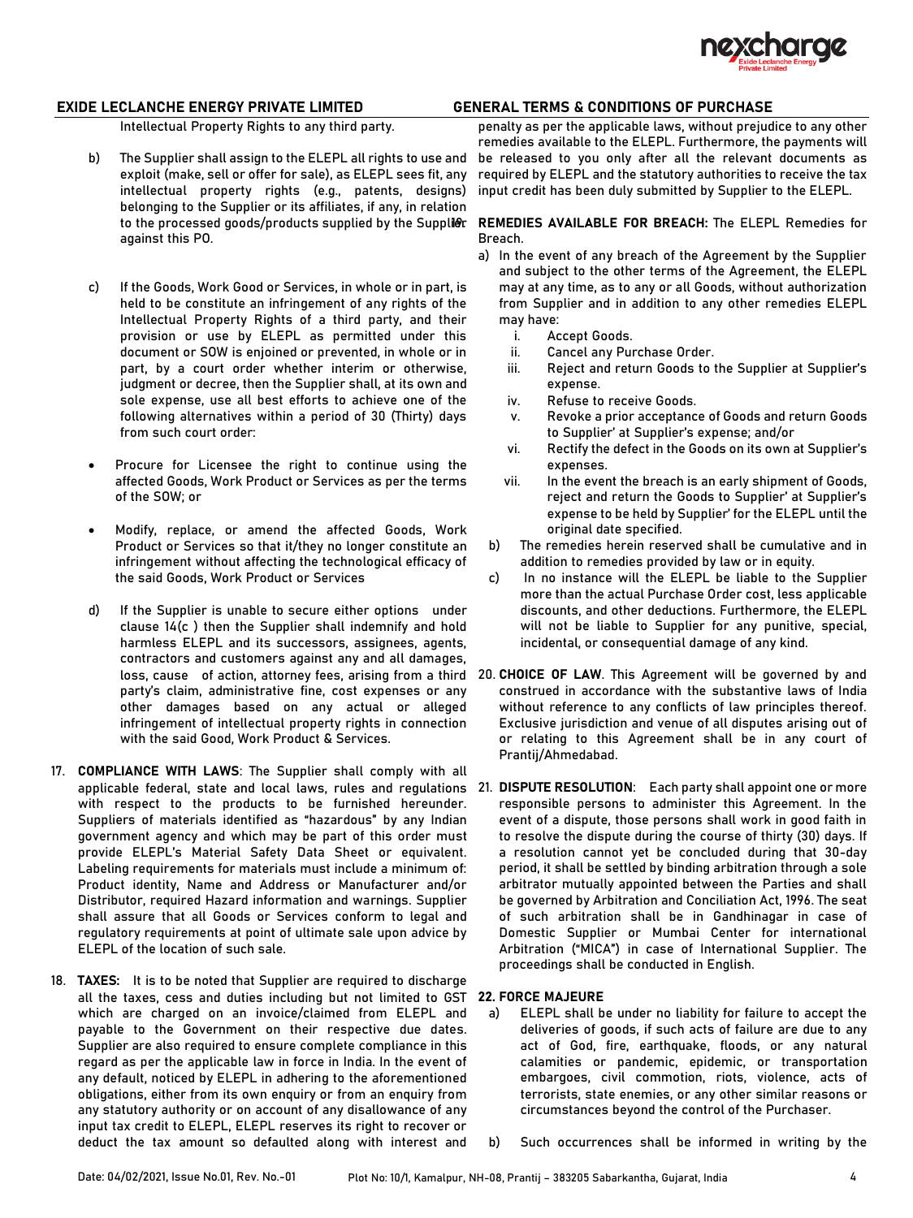Intellectual Property Rights to any third party.

b) The Supplier shall assign to the ELEPL all rights to use and exploit (make, sell or offer for sale), as ELEPL sees fit, any intellectual property rights (e.g., patents, designs) belonging to the Supplier or its affiliates, if any, in relation to the processed goods/products supplied by the Supplier against this PO.

c) If the Goods, Work Good or Services, in whole or in part, is held to be constitute an infringement of any rights of the Intellectual Property Rights of a third party, and their provision or use by ELEPL as permitted under this document or SOW is enjoined or prevented, in whole or in part, by a court order whether interim or otherwise, judgment or decree, then the Supplier shall, at its own and sole expense, use all best efforts to achieve one of the following alternatives within a period of 30 (Thirty) days from such court order:

- Procure for Licensee the right to continue using the affected Goods, Work Product or Services as per the terms of the SOW; or
- Modify, replace, or amend the affected Goods, Work Product or Services so that it/they no longer constitute an infringement without affecting the technological efficacy of the said Goods, Work Product or Services

d) If the Supplier is unable to secure either options under clause 14(c ) then the Supplier shall indemnify and hold harmless ELEPL and its successors, assignees, agents, contractors and customers against any and all damages, loss, cause of action, attorney fees, arising from a third party's claim, administrative fine, cost expenses or any other damages based on any actual or alleged infringement of intellectual property rights in connection with the said Good, Work Product & Services.

17. **COMPLIANCE WITH LAWS**: The Supplier shall comply with all applicable federal, state and local laws, rules and regulations with respect to the products to be furnished hereunder. Suppliers of materials identified as "hazardous" by any Indian government agency and which may be part of this order must provide ELEPL's Material Safety Data Sheet or equivalent. Labeling requirements for materials must include a minimum of: Product identity, Name and Address or Manufacturer and/or Distributor, required Hazard information and warnings. Supplier shall assure that all Goods or Services conform to legal and regulatory requirements at point of ultimate sale upon advice by ELEPL of the location of such sale.

18. **TAXES:** It is to be noted that Supplier are required to discharge all the taxes, cess and duties including but not limited to GST which are charged on an invoice/claimed from ELEPL and payable to the Government on their respective due dates. Supplier are also required to ensure complete compliance in this regard as per the applicable law in force in India. In the event of any default, noticed by ELEPL in adhering to the aforementioned obligations, either from its own enquiry or from an enquiry from any statutory authority or on account of any disallowance of any input tax credit to ELEPL, ELEPL reserves its right to recover or deduct the tax amount so defaulted along with interest and penalty as per the applicable laws, without prejudice to any other remedies available to the ELEPL. Furthermore, the payments will be released to you only after all the relevant documents as required by ELEPL and the statutory authorities to receive the tax input credit has been duly submitted by Supplier to the ELEPL.

19. **REMEDIES AVAILABLE FOR BREACH:** The ELEPL Remedies for Breach.

a) In the event of any breach of the Agreement by the Supplier and subject to the other terms of the Agreement, the ELEPL may at any time, as to any or all Goods, without authorization from Supplier and in addition to any other remedies ELEPL may have:
   1. Accept Goods.
   2. Cancel any Purchase Order.
   3. Reject and return Goods to the Supplier at Supplier's expense.
   4. Refuse to receive Goods.
   5. Revoke a prior acceptance of Goods and return Goods to Supplier' at Supplier's expense; and/or
   6. Rectify the defect in the Goods on its own at Supplier's expenses.
   7. In the event the breach is an early shipment of Goods, reject and return the Goods to Supplier' at Supplier's expense to be held by Supplier' for the ELEPL until the original date specified.

b) The remedies herein reserved shall be cumulative and in addition to remedies provided by law or in equity.

c) In no instance will the ELEPL be liable to the Supplier more than the actual Purchase Order cost, less applicable discounts, and other deductions. Furthermore, the ELEPL will not be liable to Supplier for any punitive, special, incidental, or consequential damage of any kind.

20. **CHOICE OF LAW**. This Agreement will be governed by and construed in accordance with the substantive laws of India without reference to any conflicts of law principles thereof. Exclusive jurisdiction and venue of all disputes arising out of or relating to this Agreement shall be in any court of Prantij/Ahmedabad.

21. **DISPUTE RESOLUTION**: Each party shall appoint one or more responsible persons to administer this Agreement. In the event of a dispute, those persons shall work in good faith in to resolve the dispute during the course of thirty (30) days. If a resolution cannot yet be concluded during that 30-day period, it shall be settled by binding arbitration through a sole arbitrator mutually appointed between the Parties and shall be governed by Arbitration and Conciliation Act, 1996. The seat of such arbitration shall be in Gandhinagar in case of Domestic Supplier or Mumbai Center for international Arbitration ("MICA") in case of International Supplier. The proceedings shall be conducted in English.

**22. FORCE MAJEURE**

a) ELEPL shall be under no liability for failure to accept the deliveries of goods, if such acts of failure are due to any act of God, fire, earthquake, floods, or any natural calamities or pandemic, epidemic, or transportation embargoes, civil commotion, riots, violence, acts of terrorists, state enemies, or any other similar reasons or circumstances beyond the control of the Purchaser.

b) Such occurrences shall be informed in writing by the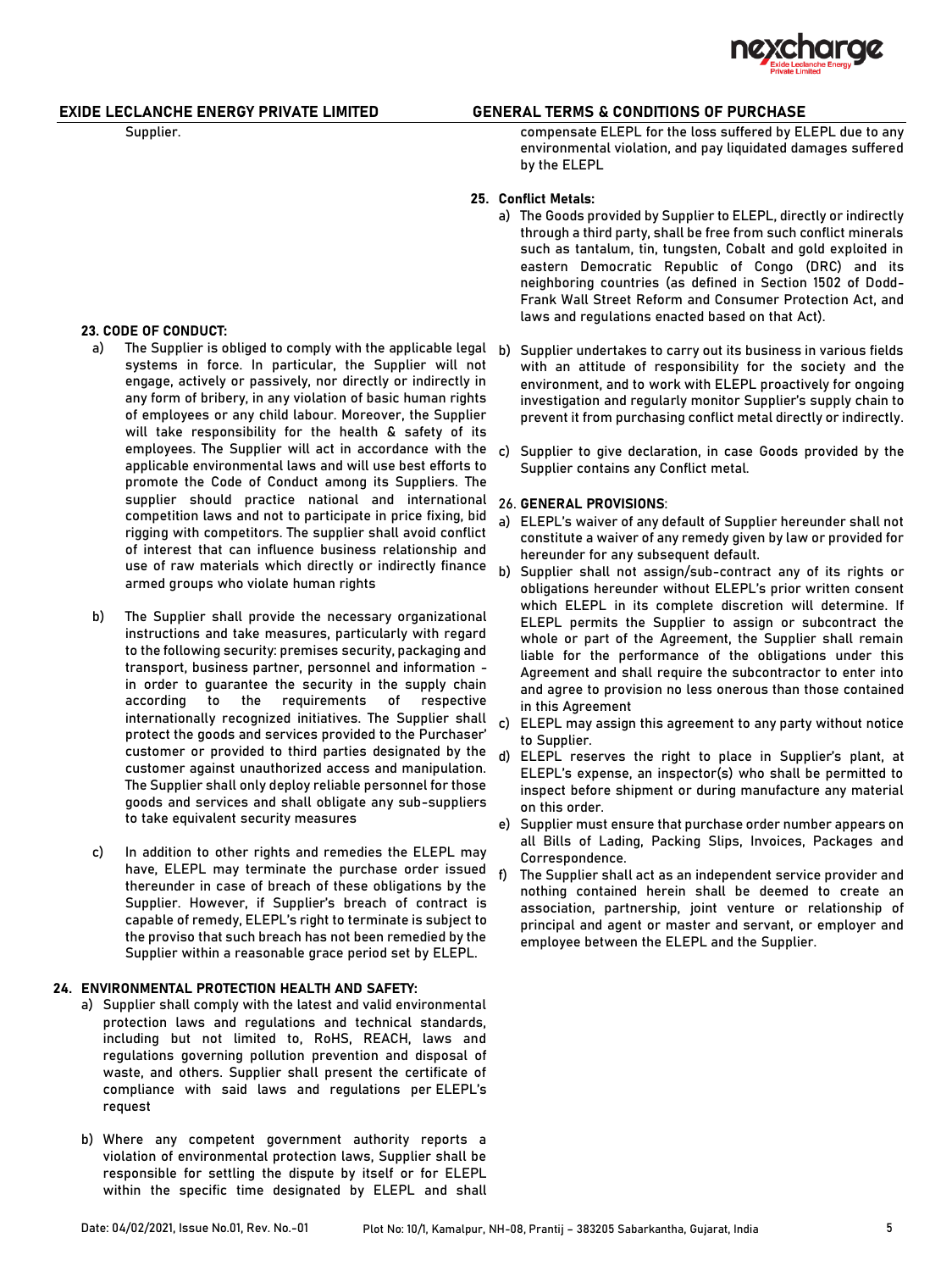Supplier.

## 23. CODE OF CONDUCT:

a) The Supplier is obliged to comply with the applicable legal systems in force. In particular, the Supplier will not engage, actively or passively, nor directly or indirectly in any form of bribery, in any violation of basic human rights of employees or any child labour. Moreover, the Supplier will take responsibility for the health & safety of its employees. The Supplier will act in accordance with the applicable environmental laws and will use best efforts to promote the Code of Conduct among its Suppliers. The supplier should practice national and international competition laws and not to participate in price fixing, bid rigging with competitors. The supplier shall avoid conflict of interest that can influence business relationship and use of raw materials which directly or indirectly finance armed groups who violate human rights

b) The Supplier shall provide the necessary organizational instructions and take measures, particularly with regard to the following security: premises security, packaging and transport, business partner, personnel and information - in order to guarantee the security in the supply chain according to the requirements of respective internationally recognized initiatives. The Supplier shall protect the goods and services provided to the Purchaser' customer or provided to third parties designated by the customer against unauthorized access and manipulation. The Supplier shall only deploy reliable personnel for those goods and services and shall obligate any sub-suppliers to take equivalent security measures

c) In addition to other rights and remedies the ELEPL may have, ELEPL may terminate the purchase order issued thereunder in case of breach of these obligations by the Supplier. However, if Supplier's breach of contract is capable of remedy, ELEPL's right to terminate is subject to the proviso that such breach has not been remedied by the Supplier within a reasonable grace period set by ELEPL.

## 24. ENVIRONMENTAL PROTECTION HEALTH AND SAFETY:

a) Supplier shall comply with the latest and valid environmental protection laws and regulations and technical standards, including but not limited to, RoHS, REACH, laws and regulations governing pollution prevention and disposal of waste, and others. Supplier shall present the certificate of compliance with said laws and regulations per ELEPL's request

b) Where any competent government authority reports a violation of environmental protection laws, Supplier shall be responsible for settling the dispute by itself or for ELEPL within the specific time designated by ELEPL and shall compensate ELEPL for the loss suffered by ELEPL due to any environmental violation, and pay liquidated damages suffered by the ELEPL

## 25. Conflict Metals:

a) The Goods provided by Supplier to ELEPL, directly or indirectly through a third party, shall be free from such conflict minerals such as tantalum, tin, tungsten, Cobalt and gold exploited in eastern Democratic Republic of Congo (DRC) and its neighboring countries (as defined in Section 1502 of Dodd-Frank Wall Street Reform and Consumer Protection Act, and laws and regulations enacted based on that Act).

b) Supplier undertakes to carry out its business in various fields with an attitude of responsibility for the society and the environment, and to work with ELEPL proactively for ongoing investigation and regularly monitor Supplier's supply chain to prevent it from purchasing conflict metal directly or indirectly.

c) Supplier to give declaration, in case Goods provided by the Supplier contains any Conflict metal.

## 26. GENERAL PROVISIONS:

a) ELEPL's waiver of any default of Supplier hereunder shall not constitute a waiver of any remedy given by law or provided for hereunder for any subsequent default.

b) Supplier shall not assign/sub-contract any of its rights or obligations hereunder without ELEPL's prior written consent which ELEPL in its complete discretion will determine. If ELEPL permits the Supplier to assign or subcontract the whole or part of the Agreement, the Supplier shall remain liable for the performance of the obligations under this Agreement and shall require the subcontractor to enter into and agree to provision no less onerous than those contained in this Agreement

c) ELEPL may assign this agreement to any party without notice to Supplier.

d) ELEPL reserves the right to place in Supplier's plant, at ELEPL's expense, an inspector(s) who shall be permitted to inspect before shipment or during manufacture any material on this order.

e) Supplier must ensure that purchase order number appears on all Bills of Lading, Packing Slips, Invoices, Packages and Correspondence.

f) The Supplier shall act as an independent service provider and nothing contained herein shall be deemed to create an association, partnership, joint venture or relationship of principal and agent or master and servant, or employer and employee between the ELEPL and the Supplier.